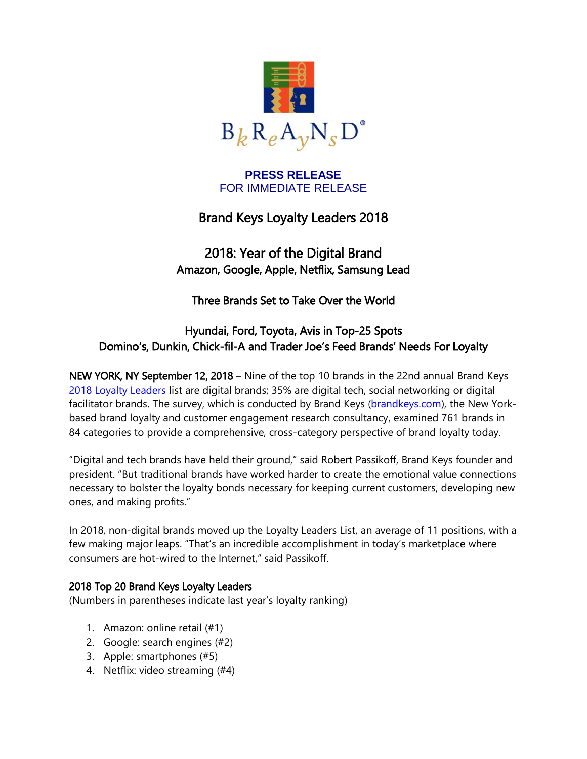**PRESS RELEASE**
FOR IMMEDIATE RELEASE

# Brand Keys Loyalty Leaders 2018

## 2018: Year of the Digital Brand
### Amazon, Google, Apple, Netflix, Samsung Lead

### Three Brands Set to Take Over the World

### Hyundai, Ford, Toyota, Avis in Top-25 Spots
### Domino's, Dunkin, Chick-fil-A and Trader Joe's Feed Brands' Needs For Loyalty

**NEW YORK, NY September 12, 2018** – Nine of the top 10 brands in the 22nd annual Brand Keys [2018 Loyalty Leaders](#) list are digital brands; 35% are digital tech, social networking or digital facilitator brands. The survey, which is conducted by Brand Keys ([brandkeys.com](#)), the New York-based brand loyalty and customer engagement research consultancy, examined 761 brands in 84 categories to provide a comprehensive, cross-category perspective of brand loyalty today.

"Digital and tech brands have held their ground," said Robert Passikoff, Brand Keys founder and president. "But traditional brands have worked harder to create the emotional value connections necessary to bolster the loyalty bonds necessary for keeping current customers, developing new ones, and making profits."

In 2018, non-digital brands moved up the Loyalty Leaders List, an average of 11 positions, with a few making major leaps. "That's an incredible accomplishment in today's marketplace where consumers are hot-wired to the Internet," said Passikoff.

**2018 Top 20 Brand Keys Loyalty Leaders**
(Numbers in parentheses indicate last year's loyalty ranking)

1. Amazon: online retail (#1)
2. Google: search engines (#2)
3. Apple: smartphones (#5)
4. Netflix: video streaming (#4)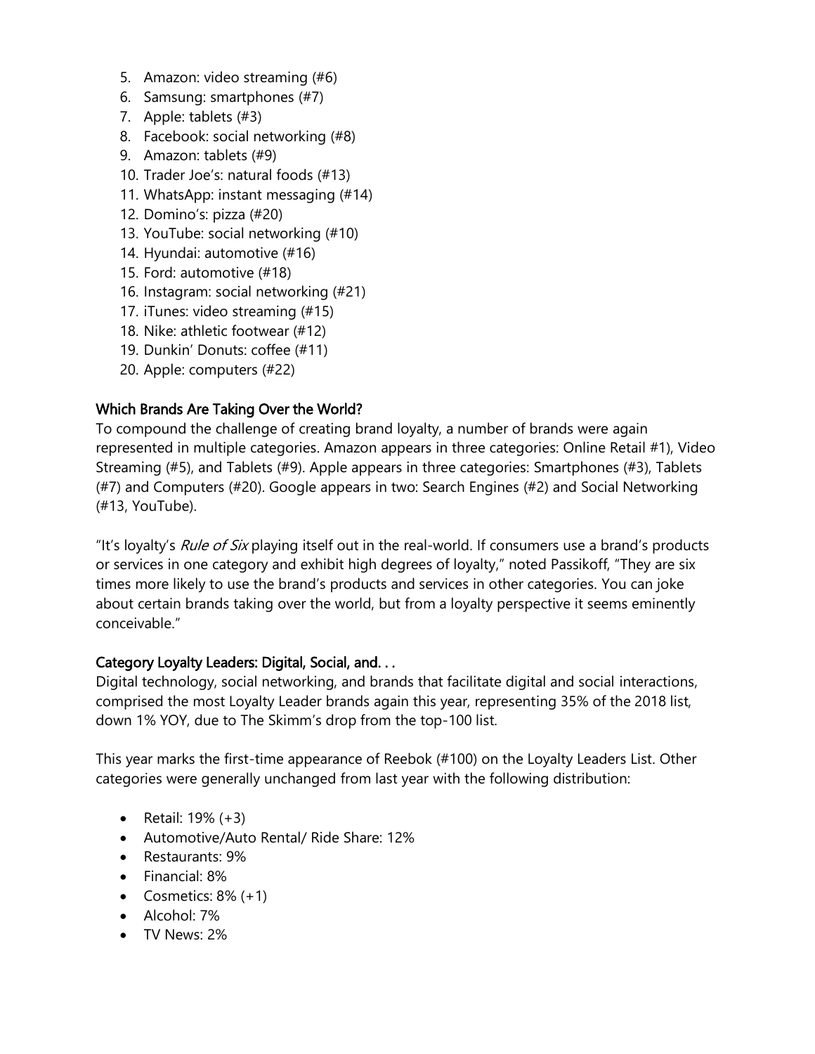5. Amazon: video streaming (#6)
6. Samsung: smartphones (#7)
7. Apple: tablets (#3)
8. Facebook: social networking (#8)
9. Amazon: tablets (#9)
10. Trader Joe's: natural foods (#13)
11. WhatsApp: instant messaging (#14)
12. Domino's: pizza (#20)
13. YouTube: social networking (#10)
14. Hyundai: automotive (#16)
15. Ford: automotive (#18)
16. Instagram: social networking (#21)
17. iTunes: video streaming (#15)
18. Nike: athletic footwear (#12)
19. Dunkin' Donuts: coffee (#11)
20. Apple: computers (#22)

## Which Brands Are Taking Over the World?

To compound the challenge of creating brand loyalty, a number of brands were again represented in multiple categories. Amazon appears in three categories: Online Retail #1), Video Streaming (#5), and Tablets (#9). Apple appears in three categories: Smartphones (#3), Tablets (#7) and Computers (#20). Google appears in two: Search Engines (#2) and Social Networking (#13, YouTube).

"It's loyalty's *Rule of Six* playing itself out in the real-world. If consumers use a brand's products or services in one category and exhibit high degrees of loyalty," noted Passikoff, "They are six times more likely to use the brand's products and services in other categories. You can joke about certain brands taking over the world, but from a loyalty perspective it seems eminently conceivable."

## Category Loyalty Leaders: Digital, Social, and. . .

Digital technology, social networking, and brands that facilitate digital and social interactions, comprised the most Loyalty Leader brands again this year, representing 35% of the 2018 list, down 1% YOY, due to The Skimm's drop from the top-100 list.

This year marks the first-time appearance of Reebok (#100) on the Loyalty Leaders List. Other categories were generally unchanged from last year with the following distribution:

- Retail: 19% (+3)
- Automotive/Auto Rental/ Ride Share: 12%
- Restaurants: 9%
- Financial: 8%
- Cosmetics: 8% (+1)
- Alcohol: 7%
- TV News: 2%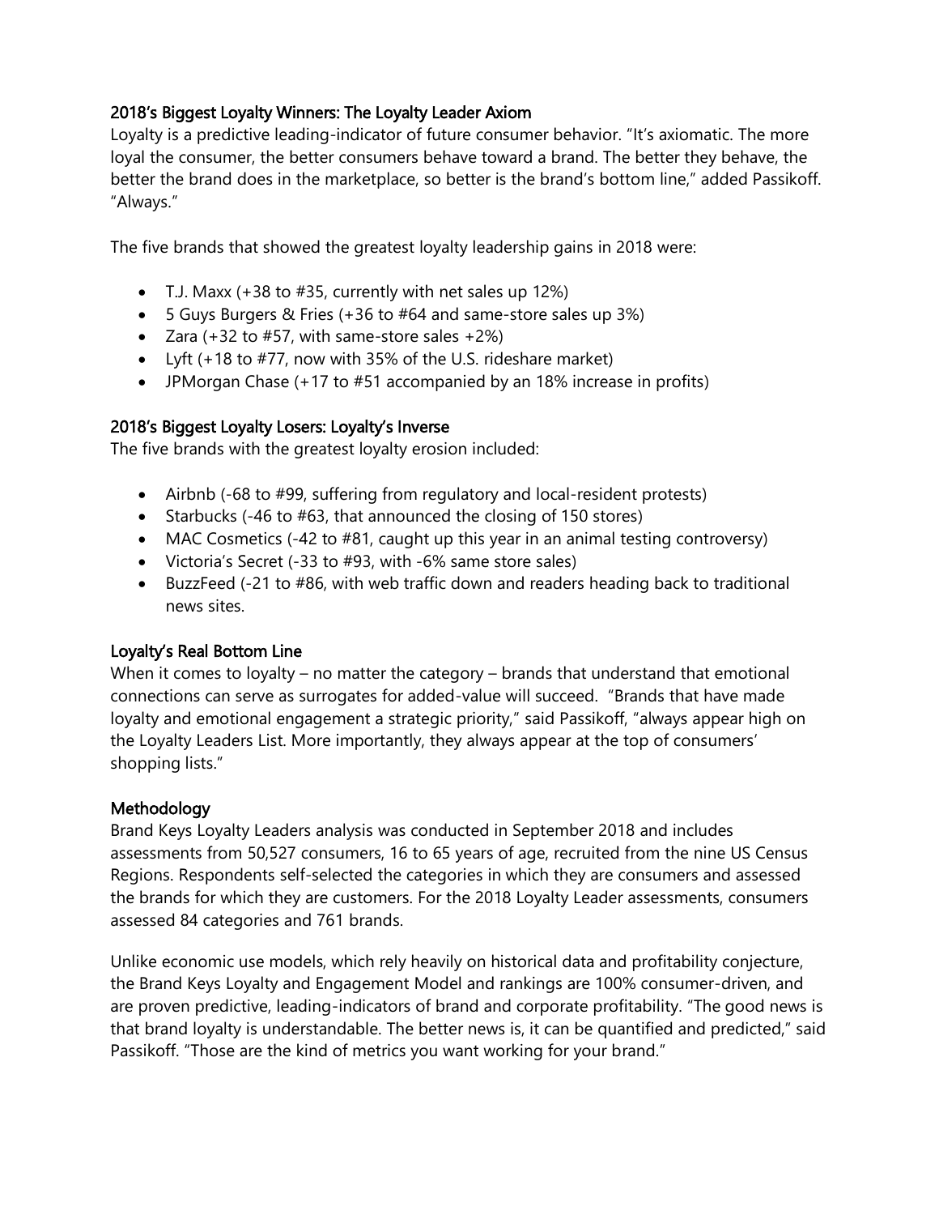## 2018's Biggest Loyalty Winners: The Loyalty Leader Axiom

Loyalty is a predictive leading-indicator of future consumer behavior. "It's axiomatic. The more loyal the consumer, the better consumers behave toward a brand. The better they behave, the better the brand does in the marketplace, so better is the brand's bottom line," added Passikoff. "Always."

The five brands that showed the greatest loyalty leadership gains in 2018 were:

- T.J. Maxx (+38 to #35, currently with net sales up 12%)
- 5 Guys Burgers & Fries (+36 to #64 and same-store sales up 3%)
- Zara (+32 to #57, with same-store sales +2%)
- Lyft (+18 to #77, now with 35% of the U.S. rideshare market)
- JPMorgan Chase (+17 to #51 accompanied by an 18% increase in profits)

## 2018's Biggest Loyalty Losers: Loyalty's Inverse

The five brands with the greatest loyalty erosion included:

- Airbnb (-68 to #99, suffering from regulatory and local-resident protests)
- Starbucks (-46 to #63, that announced the closing of 150 stores)
- MAC Cosmetics (-42 to #81, caught up this year in an animal testing controversy)
- Victoria's Secret (-33 to #93, with -6% same store sales)
- BuzzFeed (-21 to #86, with web traffic down and readers heading back to traditional news sites.

## Loyalty's Real Bottom Line

When it comes to loyalty – no matter the category – brands that understand that emotional connections can serve as surrogates for added-value will succeed. "Brands that have made loyalty and emotional engagement a strategic priority," said Passikoff, "always appear high on the Loyalty Leaders List. More importantly, they always appear at the top of consumers' shopping lists."

## Methodology

Brand Keys Loyalty Leaders analysis was conducted in September 2018 and includes assessments from 50,527 consumers, 16 to 65 years of age, recruited from the nine US Census Regions. Respondents self-selected the categories in which they are consumers and assessed the brands for which they are customers. For the 2018 Loyalty Leader assessments, consumers assessed 84 categories and 761 brands.

Unlike economic use models, which rely heavily on historical data and profitability conjecture, the Brand Keys Loyalty and Engagement Model and rankings are 100% consumer-driven, and are proven predictive, leading-indicators of brand and corporate profitability. "The good news is that brand loyalty is understandable. The better news is, it can be quantified and predicted," said Passikoff. "Those are the kind of metrics you want working for your brand."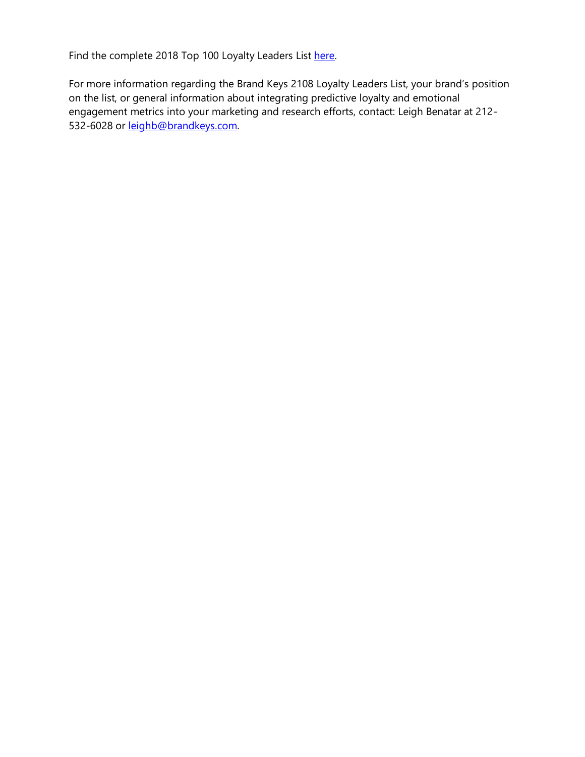Find the complete 2018 Top 100 Loyalty Leaders List here.

For more information regarding the Brand Keys 2108 Loyalty Leaders List, your brand's position on the list, or general information about integrating predictive loyalty and emotional engagement metrics into your marketing and research efforts, contact: Leigh Benatar at 212-532-6028 or leighb@brandkeys.com.